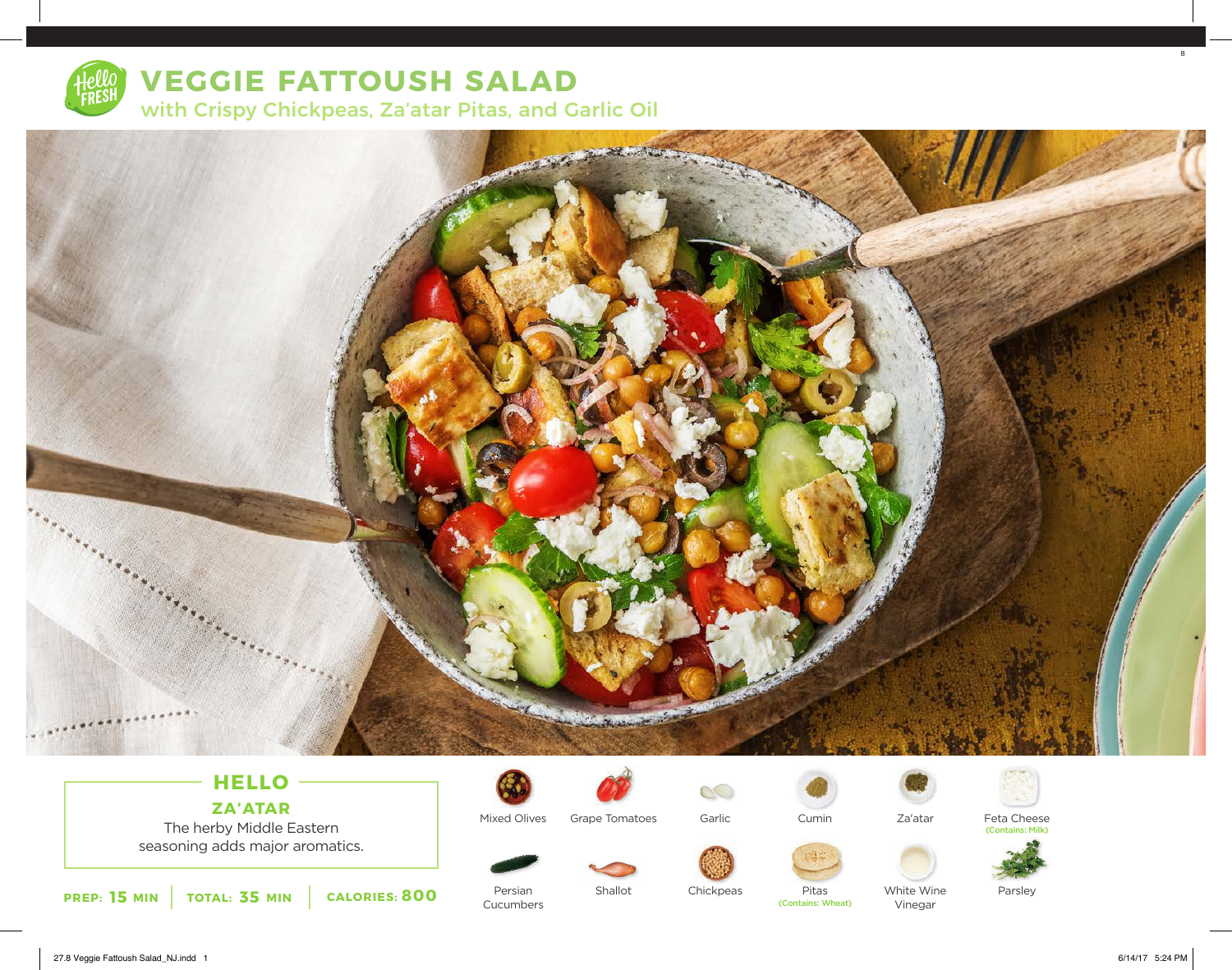# VEGGIE FATTOUSH SALAD

## with Crispy Chickpeas, Za'atar Pitas, and Garlic Oil

### HELLO

**ZA'ATAR**

The herby Middle Eastern seasoning adds major aromatics.

**PREP: 15 MIN** | **TOTAL: 35 MIN** | **CALORIES: 800**

- Mixed Olives
- Grape Tomatoes
- Garlic
- Cumin
- Za'atar
- Feta Cheese (Contains: Milk)
- Persian Cucumbers
- Shallot
- Chickpeas
- Pitas (Contains: Wheat)
- White Wine Vinegar
- Parsley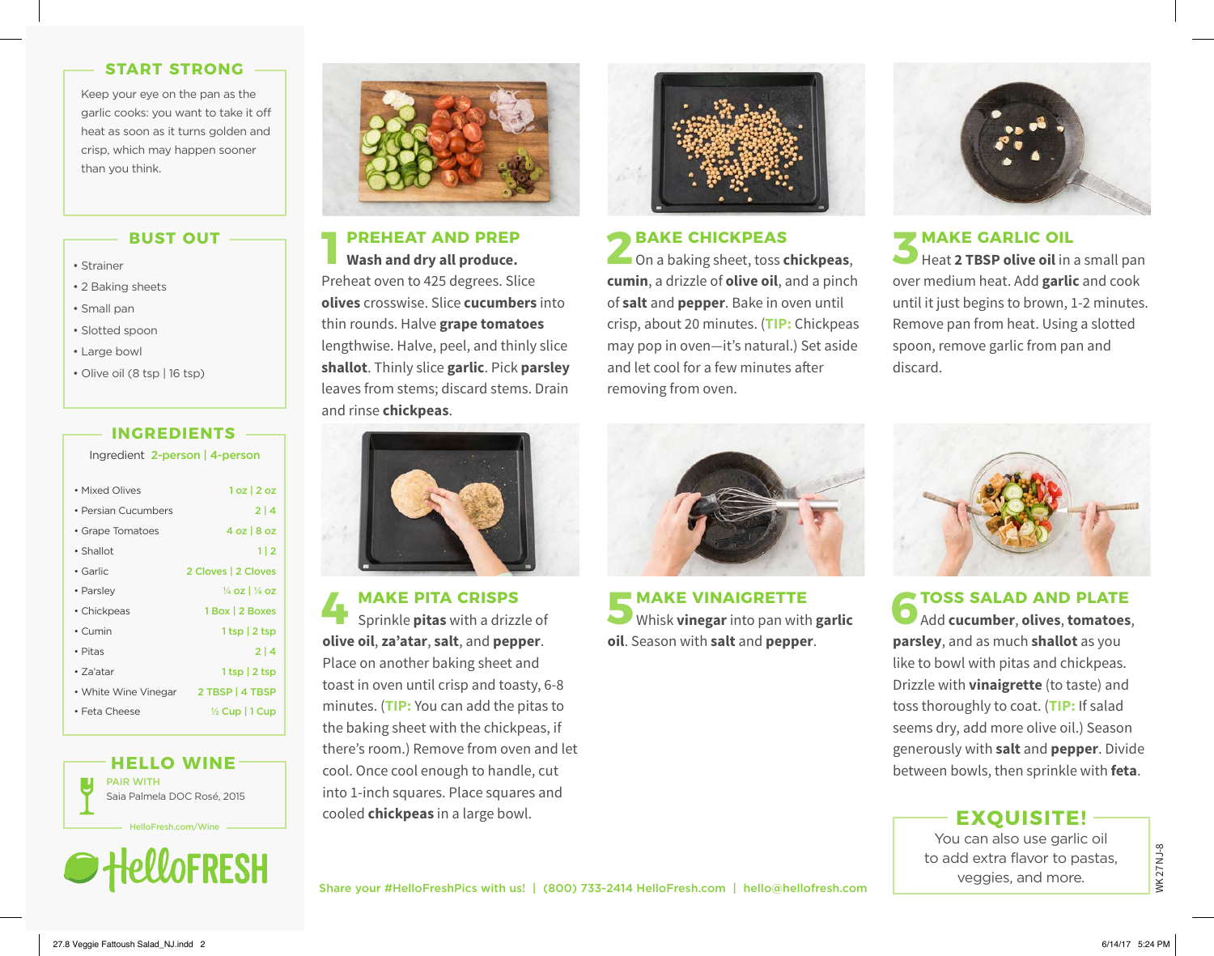## START STRONG

Keep your eye on the pan as the garlic cooks: you want to take it off heat as soon as it turns golden and crisp, which may happen sooner than you think.

## BUST OUT

- Strainer
- 2 Baking sheets
- Small pan
- Slotted spoon
- Large bowl
- Olive oil (8 tsp | 16 tsp)

## INGREDIENTS

| Ingredient | 2-person \| 4-person |
|---|---|
| Mixed Olives | 1 oz \| 2 oz |
| Persian Cucumbers | 2 \| 4 |
| Grape Tomatoes | 4 oz \| 8 oz |
| Shallot | 1 \| 2 |
| Garlic | 2 Cloves \| 2 Cloves |
| Parsley | ¼ oz \| ¼ oz |
| Chickpeas | 1 Box \| 2 Boxes |
| Cumin | 1 tsp \| 2 tsp |
| Pitas | 2 \| 4 |
| Za'atar | 1 tsp \| 2 tsp |
| White Wine Vinegar | 2 TBSP \| 4 TBSP |
| Feta Cheese | ½ Cup \| 1 Cup |

## HELLO WINE

PAIR WITH
Saia Palmela DOC Rosé, 2015

HelloFresh.com/Wine

HelloFRESH

## 1 PREHEAT AND PREP

**Wash and dry all produce.** Preheat oven to 425 degrees. Slice **olives** crosswise. Slice **cucumbers** into thin rounds. Halve **grape tomatoes** lengthwise. Halve, peel, and thinly slice **shallot**. Thinly slice **garlic**. Pick **parsley** leaves from stems; discard stems. Drain and rinse **chickpeas**.

## 2 BAKE CHICKPEAS

On a baking sheet, toss **chickpeas**, **cumin**, a drizzle of **olive oil**, and a pinch of **salt** and **pepper**. Bake in oven until crisp, about 20 minutes. (**TIP:** Chickpeas may pop in oven—it's natural.) Set aside and let cool for a few minutes after removing from oven.

## 3 MAKE GARLIC OIL

Heat **2 TBSP olive oil** in a small pan over medium heat. Add **garlic** and cook until it just begins to brown, 1-2 minutes. Remove pan from heat. Using a slotted spoon, remove garlic from pan and discard.

## 4 MAKE PITA CRISPS

Sprinkle **pitas** with a drizzle of **olive oil**, **za'atar**, **salt**, and **pepper**. Place on another baking sheet and toast in oven until crisp and toasty, 6-8 minutes. (**TIP:** You can add the pitas to the baking sheet with the chickpeas, if there's room.) Remove from oven and let cool. Once cool enough to handle, cut into 1-inch squares. Place squares and cooled **chickpeas** in a large bowl.

## 5 MAKE VINAIGRETTE

Whisk **vinegar** into pan with **garlic oil**. Season with **salt** and **pepper**.

## 6 TOSS SALAD AND PLATE

Add **cucumber**, **olives**, **tomatoes**, **parsley**, and as much **shallot** as you like to bowl with pitas and chickpeas. Drizzle with **vinaigrette** (to taste) and toss thoroughly to coat. (**TIP:** If salad seems dry, add more olive oil.) Season generously with **salt** and **pepper**. Divide between bowls, then sprinkle with **feta**.

## EXQUISITE!

You can also use garlic oil to add extra flavor to pastas, veggies, and more.

Share your #HelloFreshPics with us! | (800) 733-2414 HelloFresh.com | hello@hellofresh.com

WK27NJ-8